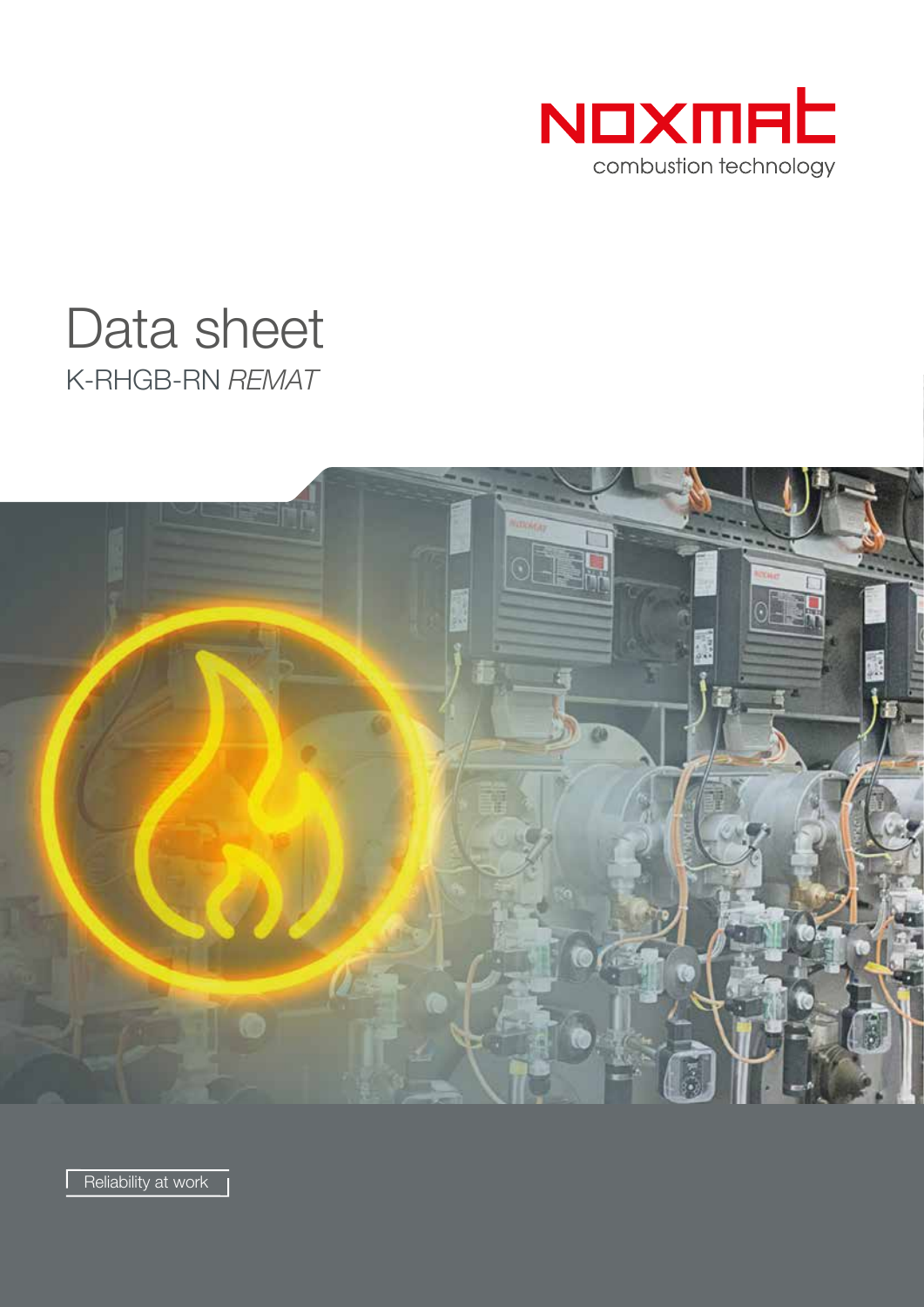NOXMAT

combustion technology

# Data sheet

## K-RHGB-RN *REMAT*

Reliability at work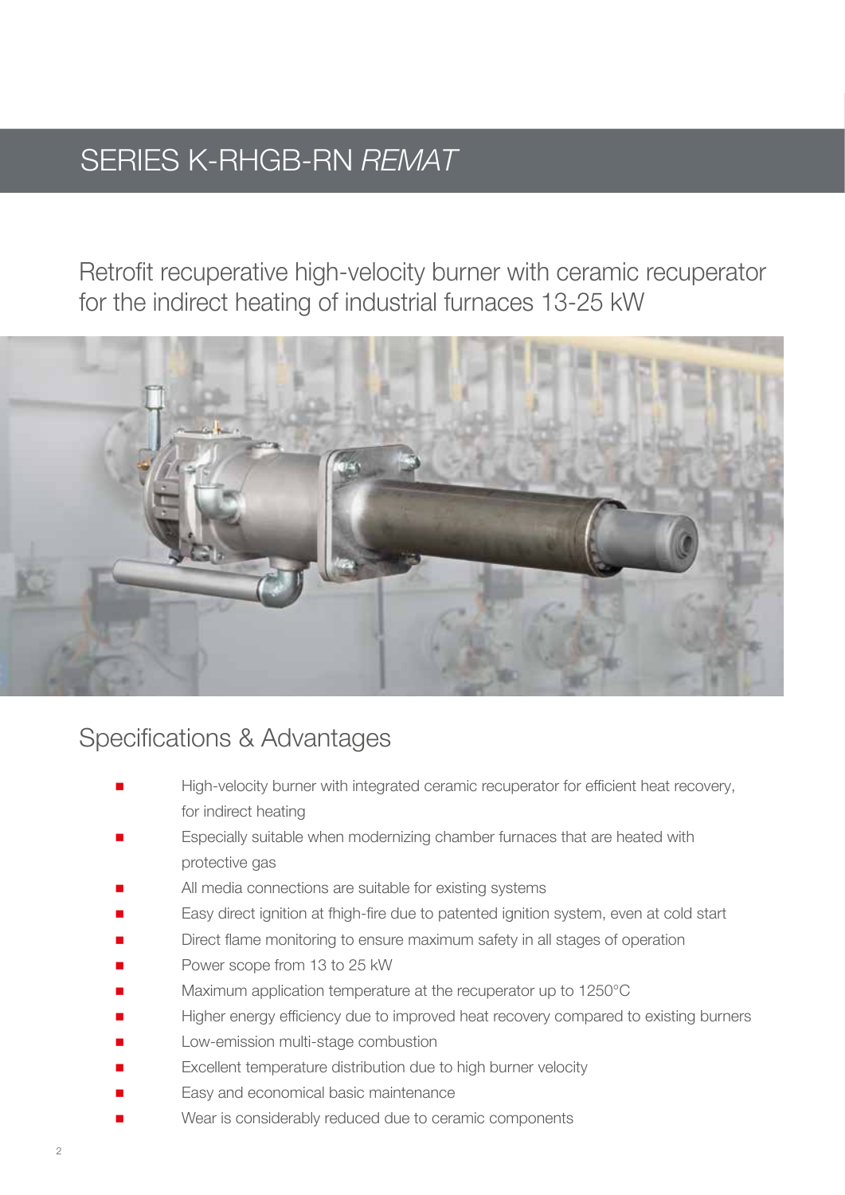# SERIES K-RHGB-RN *REMAT*

## Retrofit recuperative high-velocity burner with ceramic recuperator for the indirect heating of industrial furnaces 13-25 kW

## Specifications & Advantages

- High-velocity burner with integrated ceramic recuperator for efficient heat recovery, for indirect heating
- Especially suitable when modernizing chamber furnaces that are heated with protective gas
- All media connections are suitable for existing systems
- Easy direct ignition at fhigh-fire due to patented ignition system, even at cold start
- Direct flame monitoring to ensure maximum safety in all stages of operation
- Power scope from 13 to 25 kW
- Maximum application temperature at the recuperator up to 1250°C
- Higher energy efficiency due to improved heat recovery compared to existing burners
- Low-emission multi-stage combustion
- Excellent temperature distribution due to high burner velocity
- Easy and economical basic maintenance
- Wear is considerably reduced due to ceramic components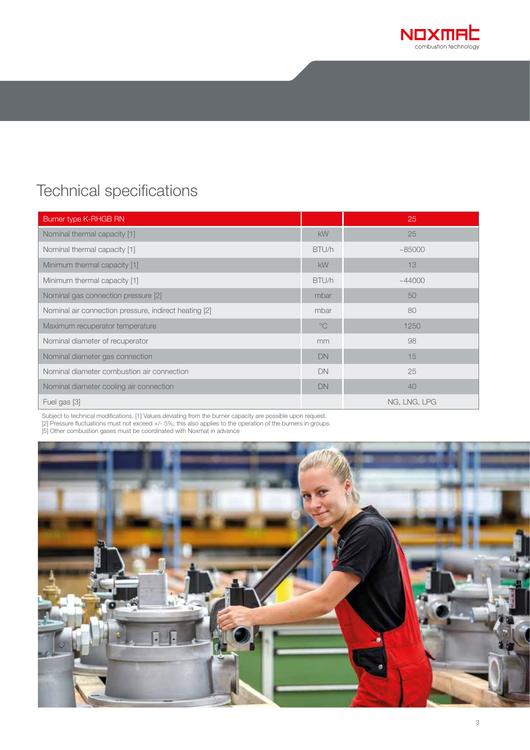# Technical specifications

| Burner type K-RHGB RN | | 25 |
|---|---|---|
| Nominal thermal capacity [1] | kW | 25 |
| Nominal thermal capacity [1] | BTU/h | ~85000 |
| Minimum thermal capacity [1] | kW | 13 |
| Minimum thermal capacity [1] | BTU/h | ~44000 |
| Nominal gas connection pressure [2] | mbar | 50 |
| Nominal air connection pressure, indirect heating [2] | mbar | 80 |
| Maximum recuperator temperature | °C | 1250 |
| Nominal diameter of recuperator | mm | 98 |
| Nominal diameter gas connection | DN | 15 |
| Nominal diameter combustion air connection | DN | 25 |
| Nominal diameter cooling air connection | DN | 40 |
| Fuel gas [3] | | NG, LNG, LPG |

Subject to technical modifications. [1] Values deviating from the burner capacity are possible upon request.
[2] Pressure fluctuations must not exceed +/- 5%; this also applies to the operation of the burners in groups.
[5] Other combustion gases must be coordinated with Noxmat in advance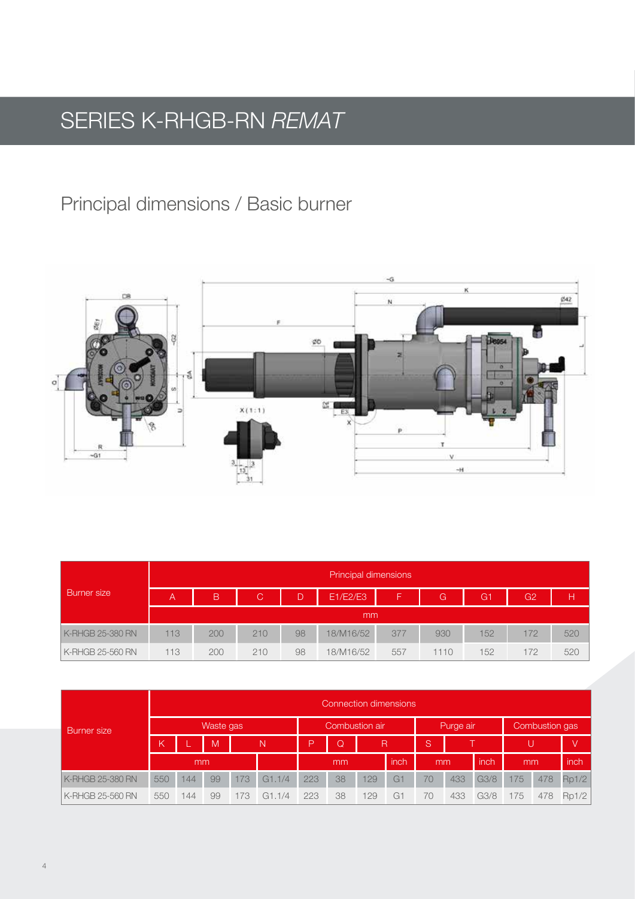# SERIES K-RHGB-RN *REMAT*

## Principal dimensions / Basic burner

| Burner size | Principal dimensions | | | | | | | | | |
|---|---|---|---|---|---|---|---|---|---|---|
| | A | B | C | D | E1/E2/E3 | F | G | G1 | G2 | H |
| | mm | | | | | | | | | |
| K-RHGB 25-380 RN | 113 | 200 | 210 | 98 | 18/M16/52 | 377 | 930 | 152 | 172 | 520 |
| K-RHGB 25-560 RN | 113 | 200 | 210 | 98 | 18/M16/52 | 557 | 1110 | 152 | 172 | 520 |

| Burner size | Connection dimensions | | | | | | | | | | | | | | |
|---|---|---|---|---|---|---|---|---|---|---|---|---|---|---|---|
| | Waste gas | | | | | Combustion air | | | | Purge air | | | Combustion gas | | |
| | K | L | M | N | | P | Q | R | | S | T | | U | | V |
| | mm | | | | | mm | | | inch | mm | | inch | mm | | inch |
| K-RHGB 25-380 RN | 550 | 144 | 99 | 173 | G1.1/4 | 223 | 38 | 129 | G1 | 70 | 433 | G3/8 | 175 | 478 | Rp1/2 |
| K-RHGB 25-560 RN | 550 | 144 | 99 | 173 | G1.1/4 | 223 | 38 | 129 | G1 | 70 | 433 | G3/8 | 175 | 478 | Rp1/2 |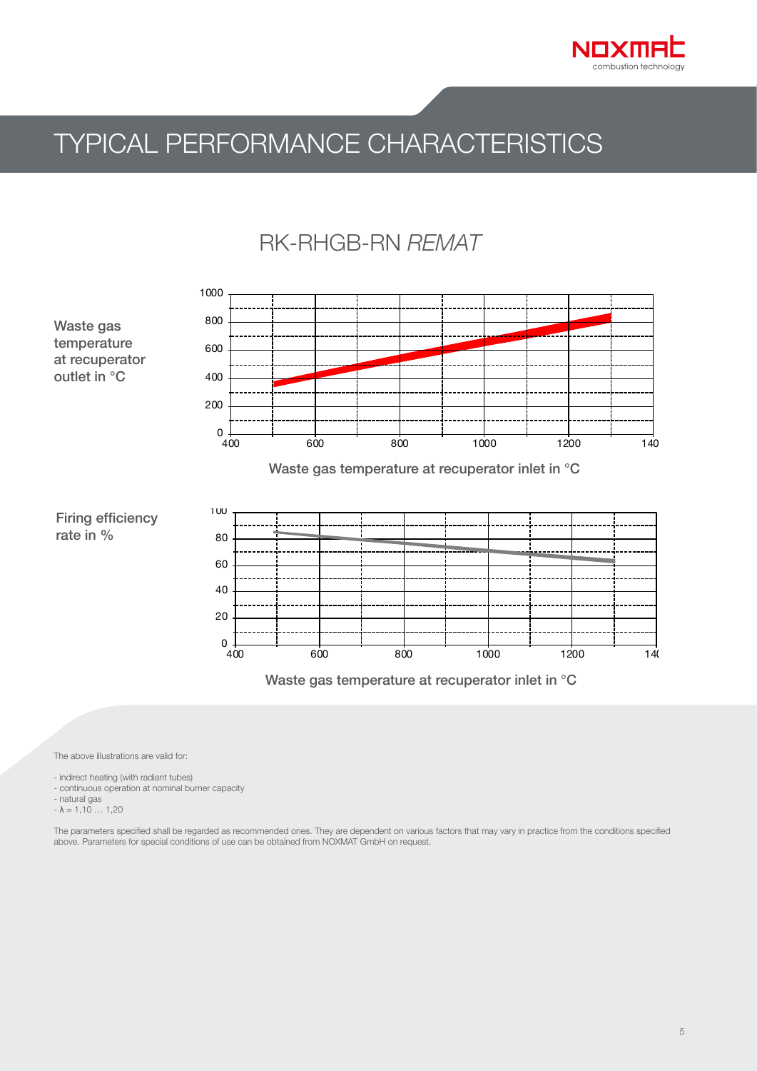# TYPICAL PERFORMANCE CHARACTERISTICS

## RK-RHGB-RN *REMAT*

Waste gas temperature at recuperator outlet in °C

1000
800
600
400
200
0
400 600 800 1000 1200 140

Waste gas temperature at recuperator inlet in °C

Firing efficiency rate in %

100
80
60
40
20
0
400 600 800 1000 1200 140

Waste gas temperature at recuperator inlet in °C

The above illustrations are valid for:

- indirect heating (with radiant tubes)
- continuous operation at nominal burner capacity
- natural gas
- $\lambda$ = 1,10 … 1,20

The parameters specified shall be regarded as recommended ones. They are dependent on various factors that may vary in practice from the conditions specified above. Parameters for special conditions of use can be obtained from NOXMAT GmbH on request.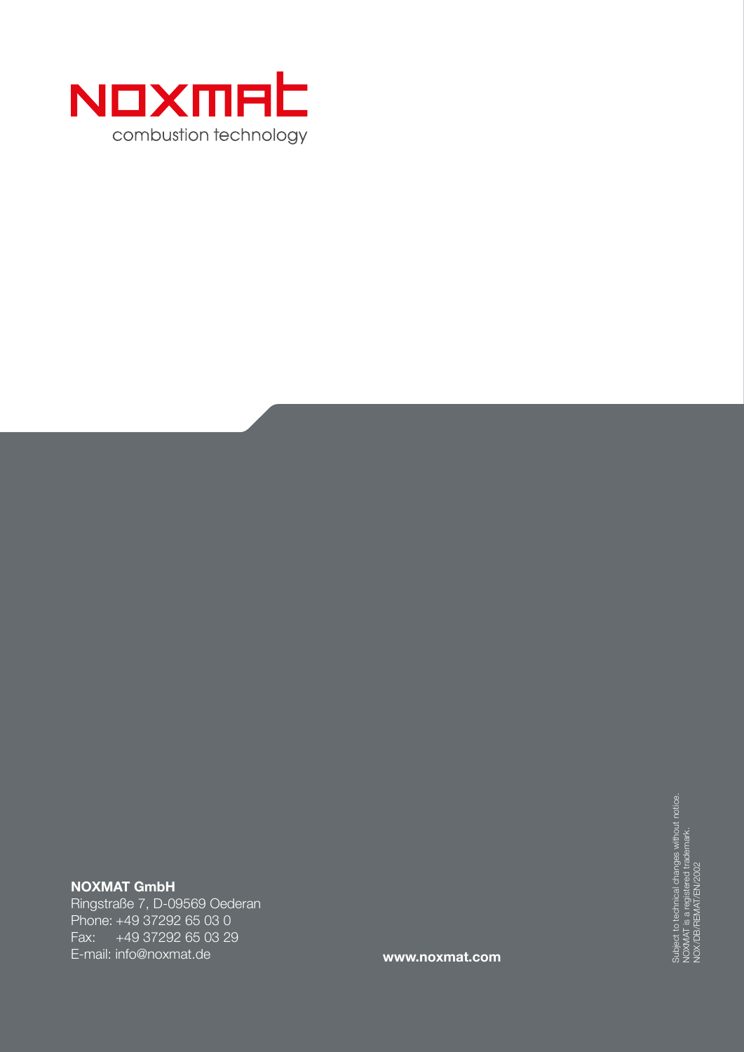NOXMAT

combustion technology

**NOXMAT GmbH**
Ringstraße 7, D-09569 Oederan
Phone: +49 37292 65 03 0
Fax: +49 37292 65 03 29
E-mail: info@noxmat.de

**www.noxmat.com**

Subject to technical changes without notice.
NOXMAT is a registered trademark.
NOX/DB/REMAT/EN/2002